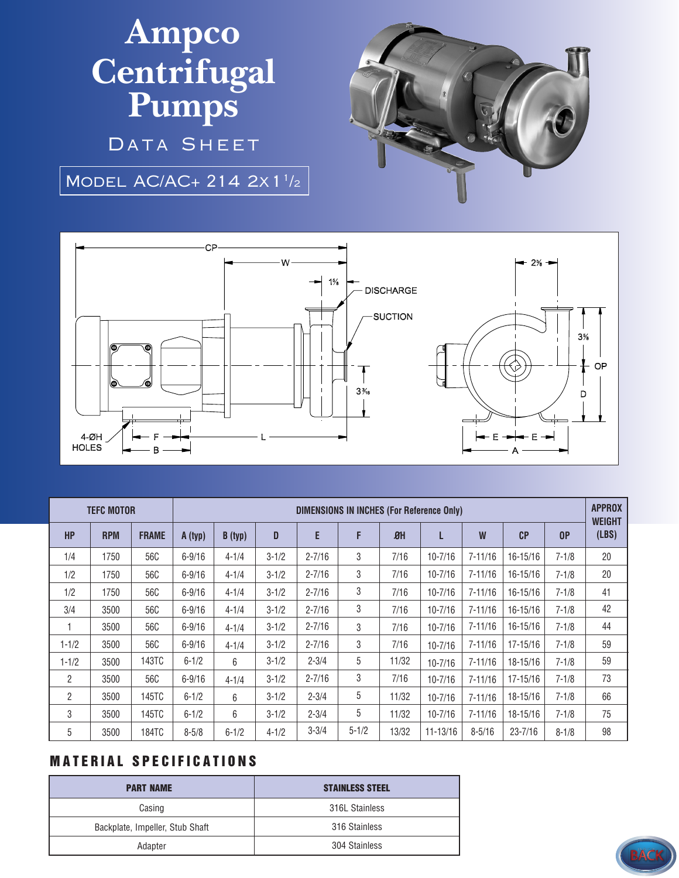# Ampco Centrifugal Pumps

## DATA SHEET

### MODEL AC/AC+ 214 2x1 1/2

| TEFC MOTOR | | | DIMENSIONS IN INCHES (For Reference Only) | | | | | | | | | | APPROX WEIGHT (LBS) |
|---|---|---|---|---|---|---|---|---|---|---|---|---|---|
| HP | RPM | FRAME | A (typ) | B (typ) | D | E | F | ØH | L | W | CP | OP | |
| 1/4 | 1750 | 56C | 6-9/16 | 4-1/4 | 3-1/2 | 2-7/16 | 3 | 7/16 | 10-7/16 | 7-11/16 | 16-15/16 | 7-1/8 | 20 |
| 1/2 | 1750 | 56C | 6-9/16 | 4-1/4 | 3-1/2 | 2-7/16 | 3 | 7/16 | 10-7/16 | 7-11/16 | 16-15/16 | 7-1/8 | 20 |
| 1/2 | 1750 | 56C | 6-9/16 | 4-1/4 | 3-1/2 | 2-7/16 | 3 | 7/16 | 10-7/16 | 7-11/16 | 16-15/16 | 7-1/8 | 41 |
| 3/4 | 3500 | 56C | 6-9/16 | 4-1/4 | 3-1/2 | 2-7/16 | 3 | 7/16 | 10-7/16 | 7-11/16 | 16-15/16 | 7-1/8 | 42 |
| 1 | 3500 | 56C | 6-9/16 | 4-1/4 | 3-1/2 | 2-7/16 | 3 | 7/16 | 10-7/16 | 7-11/16 | 16-15/16 | 7-1/8 | 44 |
| 1-1/2 | 3500 | 56C | 6-9/16 | 4-1/4 | 3-1/2 | 2-7/16 | 3 | 7/16 | 10-7/16 | 7-11/16 | 17-15/16 | 7-1/8 | 59 |
| 1-1/2 | 3500 | 143TC | 6-1/2 | 6 | 3-1/2 | 2-3/4 | 5 | 11/32 | 10-7/16 | 7-11/16 | 18-15/16 | 7-1/8 | 59 |
| 2 | 3500 | 56C | 6-9/16 | 4-1/4 | 3-1/2 | 2-7/16 | 3 | 7/16 | 10-7/16 | 7-11/16 | 17-15/16 | 7-1/8 | 73 |
| 2 | 3500 | 145TC | 6-1/2 | 6 | 3-1/2 | 2-3/4 | 5 | 11/32 | 10-7/16 | 7-11/16 | 18-15/16 | 7-1/8 | 66 |
| 3 | 3500 | 145TC | 6-1/2 | 6 | 3-1/2 | 2-3/4 | 5 | 11/32 | 10-7/16 | 7-11/16 | 18-15/16 | 7-1/8 | 75 |
| 5 | 3500 | 184TC | 8-5/8 | 6-1/2 | 4-1/2 | 3-3/4 | 5-1/2 | 13/32 | 11-13/16 | 8-5/16 | 23-7/16 | 8-1/8 | 98 |

## MATERIAL SPECIFICATIONS

| PART NAME | STAINLESS STEEL |
|---|---|
| Casing | 316L Stainless |
| Backplate, Impeller, Stub Shaft | 316 Stainless |
| Adapter | 304 Stainless |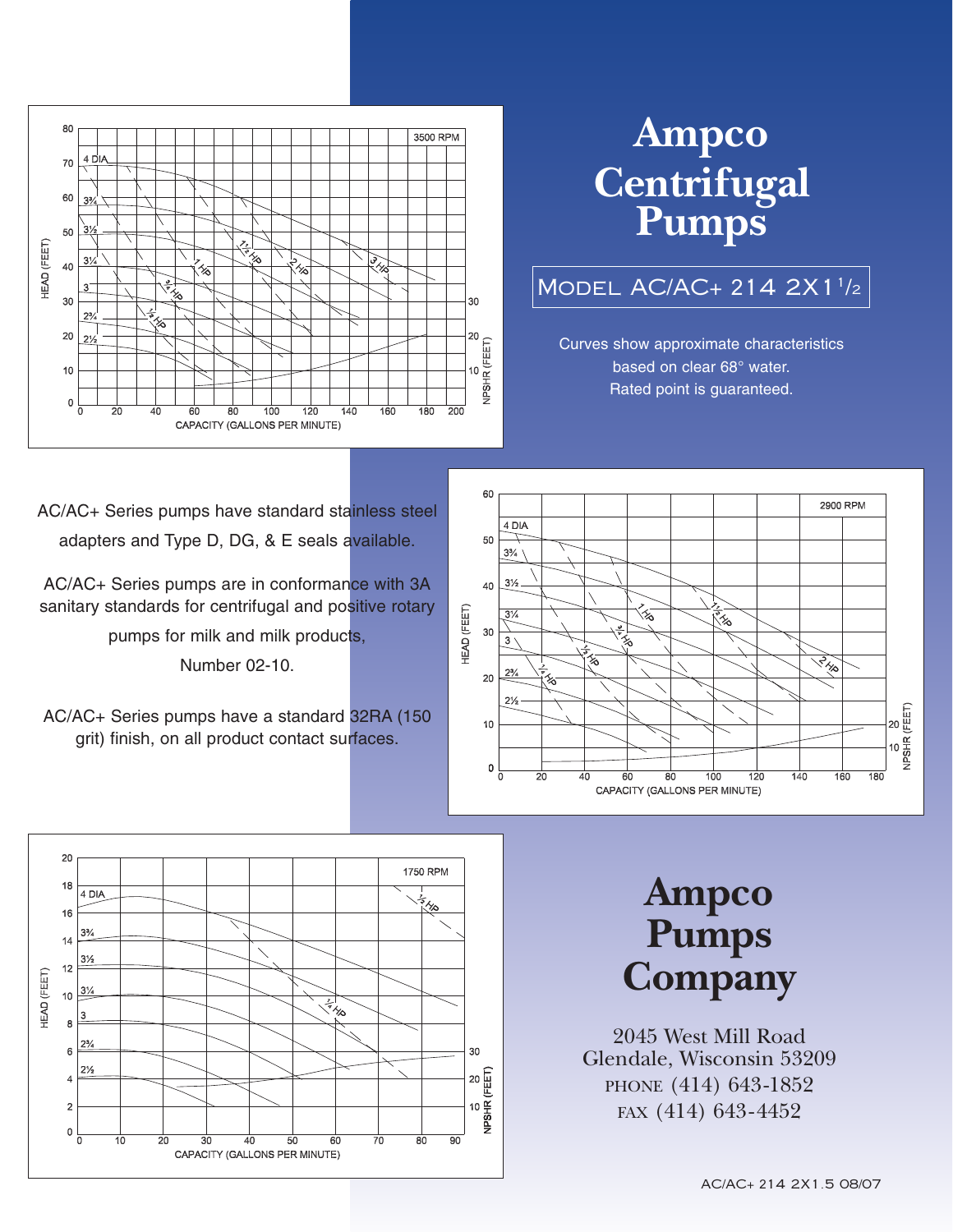3500 RPM

HEAD (FEET)

CAPACITY (GALLONS PER MINUTE)

NPSHR (FEET)

4 DIA
3¾
3½
3¼
3
2¾
2½

½ HP
¾ HP
1 HP
1½ HP
2 HP
3 HP

0 10 20 30 40 50 60 70 80

0 20 40 60 80 100 120 140 160 180 200

10 20 30

# Ampco Centrifugal Pumps

## Model AC/AC+ 214 2X1½

Curves show approximate characteristics based on clear 68° water. Rated point is guaranteed.

AC/AC+ Series pumps have standard stainless steel adapters and Type D, DG, & E seals available.

AC/AC+ Series pumps are in conformance with 3A sanitary standards for centrifugal and positive rotary pumps for milk and milk products, Number 02-10.

AC/AC+ Series pumps have a standard 32RA (150 grit) finish, on all product contact surfaces.

2900 RPM

HEAD (FEET)

CAPACITY (GALLONS PER MINUTE)

NPSHR (FEET)

4 DIA
3¾
3½
3¼
3
2¾
2½

¼ HP
½ HP
¾ HP
1 HP
1½ HP
2 HP

0 10 20 30 40 50 60

0 20 40 60 80 100 120 140 160 180

10 20

1750 RPM

HEAD (FEET)

CAPACITY (GALLONS PER MINUTE)

NPSHR (FEET)

4 DIA
3¾
3½
3¼
3
2¾
2½

¼ HP
½ HP

0 2 4 6 8 10 12 14 16 18 20

0 10 20 30 40 50 60 70 80 90

10 20 30

# Ampco Pumps Company

2045 West Mill Road
Glendale, Wisconsin 53209
PHONE (414) 643-1852
FAX (414) 643-4452

AC/AC+ 214 2X1.5 08/07